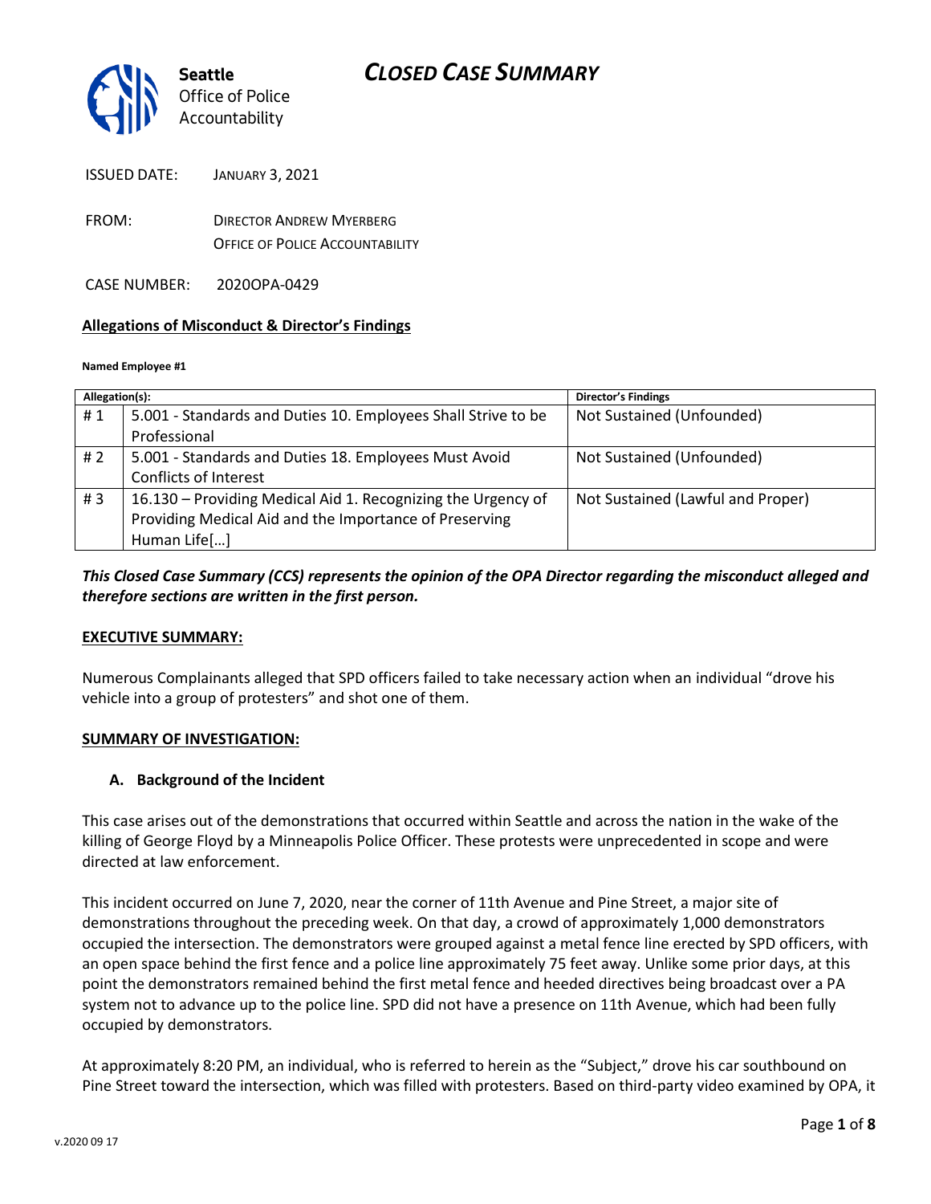# CLOSED CASE SUMMARY

Seattle Office of Police Accountability

ISSUED DATE: JANUARY 3, 2021

FROM: DIRECTOR ANDREW MYERBERG
OFFICE OF POLICE ACCOUNTABILITY

CASE NUMBER: 2020OPA-0429

**Allegations of Misconduct & Director's Findings**

**Named Employee #1**

| Allegation(s): | | Director's Findings |
|---|---|---|
| # 1 | 5.001 - Standards and Duties 10. Employees Shall Strive to be Professional | Not Sustained (Unfounded) |
| # 2 | 5.001 - Standards and Duties 18. Employees Must Avoid Conflicts of Interest | Not Sustained (Unfounded) |
| # 3 | 16.130 – Providing Medical Aid 1. Recognizing the Urgency of Providing Medical Aid and the Importance of Preserving Human Life[…] | Not Sustained (Lawful and Proper) |

***This Closed Case Summary (CCS) represents the opinion of the OPA Director regarding the misconduct alleged and therefore sections are written in the first person.***

**EXECUTIVE SUMMARY:**

Numerous Complainants alleged that SPD officers failed to take necessary action when an individual "drove his vehicle into a group of protesters" and shot one of them.

**SUMMARY OF INVESTIGATION:**

**A. Background of the Incident**

This case arises out of the demonstrations that occurred within Seattle and across the nation in the wake of the killing of George Floyd by a Minneapolis Police Officer. These protests were unprecedented in scope and were directed at law enforcement.

This incident occurred on June 7, 2020, near the corner of 11th Avenue and Pine Street, a major site of demonstrations throughout the preceding week. On that day, a crowd of approximately 1,000 demonstrators occupied the intersection. The demonstrators were grouped against a metal fence line erected by SPD officers, with an open space behind the first fence and a police line approximately 75 feet away. Unlike some prior days, at this point the demonstrators remained behind the first metal fence and heeded directives being broadcast over a PA system not to advance up to the police line. SPD did not have a presence on 11th Avenue, which had been fully occupied by demonstrators.

At approximately 8:20 PM, an individual, who is referred to herein as the "Subject," drove his car southbound on Pine Street toward the intersection, which was filled with protesters. Based on third-party video examined by OPA, it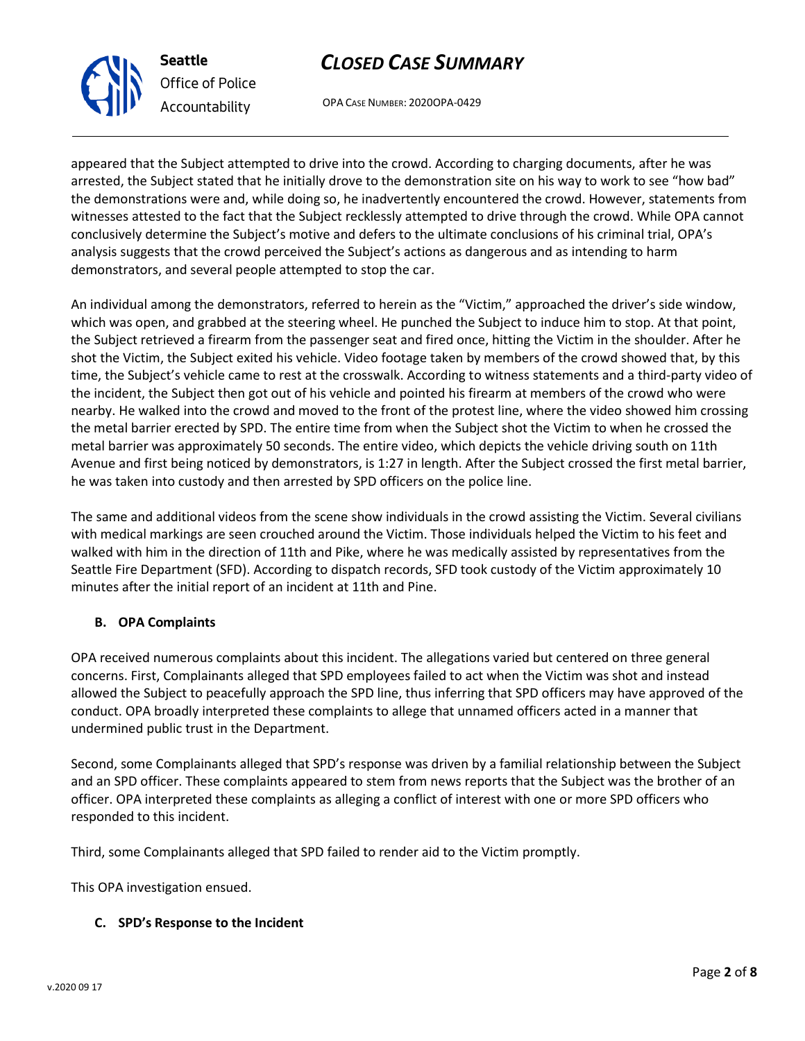appeared that the Subject attempted to drive into the crowd. According to charging documents, after he was arrested, the Subject stated that he initially drove to the demonstration site on his way to work to see "how bad" the demonstrations were and, while doing so, he inadvertently encountered the crowd. However, statements from witnesses attested to the fact that the Subject recklessly attempted to drive through the crowd. While OPA cannot conclusively determine the Subject's motive and defers to the ultimate conclusions of his criminal trial, OPA's analysis suggests that the crowd perceived the Subject's actions as dangerous and as intending to harm demonstrators, and several people attempted to stop the car.

An individual among the demonstrators, referred to herein as the "Victim," approached the driver's side window, which was open, and grabbed at the steering wheel. He punched the Subject to induce him to stop. At that point, the Subject retrieved a firearm from the passenger seat and fired once, hitting the Victim in the shoulder. After he shot the Victim, the Subject exited his vehicle. Video footage taken by members of the crowd showed that, by this time, the Subject's vehicle came to rest at the crosswalk. According to witness statements and a third-party video of the incident, the Subject then got out of his vehicle and pointed his firearm at members of the crowd who were nearby. He walked into the crowd and moved to the front of the protest line, where the video showed him crossing the metal barrier erected by SPD. The entire time from when the Subject shot the Victim to when he crossed the metal barrier was approximately 50 seconds. The entire video, which depicts the vehicle driving south on 11th Avenue and first being noticed by demonstrators, is 1:27 in length. After the Subject crossed the first metal barrier, he was taken into custody and then arrested by SPD officers on the police line.

The same and additional videos from the scene show individuals in the crowd assisting the Victim. Several civilians with medical markings are seen crouched around the Victim. Those individuals helped the Victim to his feet and walked with him in the direction of 11th and Pike, where he was medically assisted by representatives from the Seattle Fire Department (SFD). According to dispatch records, SFD took custody of the Victim approximately 10 minutes after the initial report of an incident at 11th and Pine.

### B. OPA Complaints

OPA received numerous complaints about this incident. The allegations varied but centered on three general concerns. First, Complainants alleged that SPD employees failed to act when the Victim was shot and instead allowed the Subject to peacefully approach the SPD line, thus inferring that SPD officers may have approved of the conduct. OPA broadly interpreted these complaints to allege that unnamed officers acted in a manner that undermined public trust in the Department.

Second, some Complainants alleged that SPD's response was driven by a familial relationship between the Subject and an SPD officer. These complaints appeared to stem from news reports that the Subject was the brother of an officer. OPA interpreted these complaints as alleging a conflict of interest with one or more SPD officers who responded to this incident.

Third, some Complainants alleged that SPD failed to render aid to the Victim promptly.

This OPA investigation ensued.

### C. SPD's Response to the Incident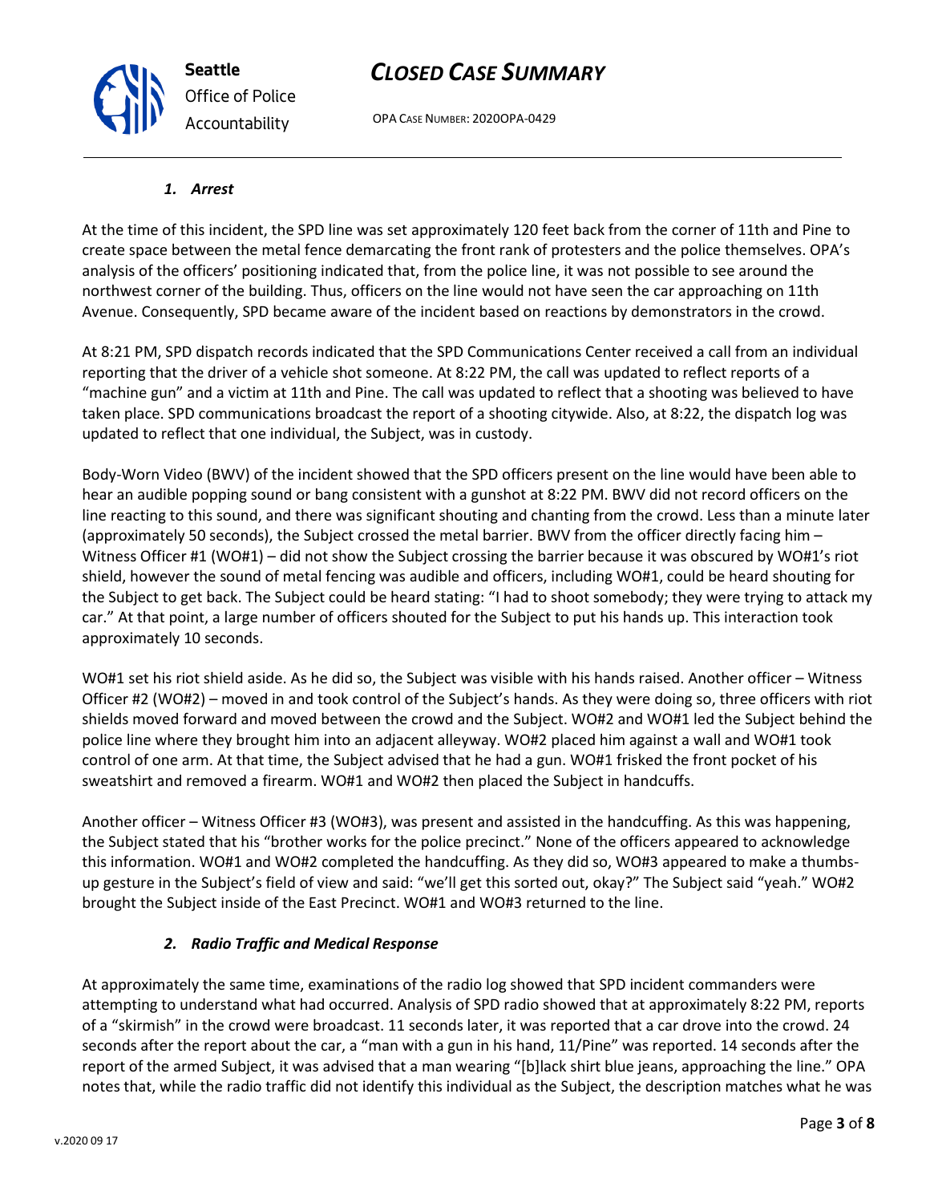### *1. Arrest*

At the time of this incident, the SPD line was set approximately 120 feet back from the corner of 11th and Pine to create space between the metal fence demarcating the front rank of protesters and the police themselves. OPA's analysis of the officers' positioning indicated that, from the police line, it was not possible to see around the northwest corner of the building. Thus, officers on the line would not have seen the car approaching on 11th Avenue. Consequently, SPD became aware of the incident based on reactions by demonstrators in the crowd.

At 8:21 PM, SPD dispatch records indicated that the SPD Communications Center received a call from an individual reporting that the driver of a vehicle shot someone. At 8:22 PM, the call was updated to reflect reports of a "machine gun" and a victim at 11th and Pine. The call was updated to reflect that a shooting was believed to have taken place. SPD communications broadcast the report of a shooting citywide. Also, at 8:22, the dispatch log was updated to reflect that one individual, the Subject, was in custody.

Body-Worn Video (BWV) of the incident showed that the SPD officers present on the line would have been able to hear an audible popping sound or bang consistent with a gunshot at 8:22 PM. BWV did not record officers on the line reacting to this sound, and there was significant shouting and chanting from the crowd. Less than a minute later (approximately 50 seconds), the Subject crossed the metal barrier. BWV from the officer directly facing him – Witness Officer #1 (WO#1) – did not show the Subject crossing the barrier because it was obscured by WO#1's riot shield, however the sound of metal fencing was audible and officers, including WO#1, could be heard shouting for the Subject to get back. The Subject could be heard stating: "I had to shoot somebody; they were trying to attack my car." At that point, a large number of officers shouted for the Subject to put his hands up. This interaction took approximately 10 seconds.

WO#1 set his riot shield aside. As he did so, the Subject was visible with his hands raised. Another officer – Witness Officer #2 (WO#2) – moved in and took control of the Subject's hands. As they were doing so, three officers with riot shields moved forward and moved between the crowd and the Subject. WO#2 and WO#1 led the Subject behind the police line where they brought him into an adjacent alleyway. WO#2 placed him against a wall and WO#1 took control of one arm. At that time, the Subject advised that he had a gun. WO#1 frisked the front pocket of his sweatshirt and removed a firearm. WO#1 and WO#2 then placed the Subject in handcuffs.

Another officer – Witness Officer #3 (WO#3), was present and assisted in the handcuffing. As this was happening, the Subject stated that his "brother works for the police precinct." None of the officers appeared to acknowledge this information. WO#1 and WO#2 completed the handcuffing. As they did so, WO#3 appeared to make a thumbs-up gesture in the Subject's field of view and said: "we'll get this sorted out, okay?" The Subject said "yeah." WO#2 brought the Subject inside of the East Precinct. WO#1 and WO#3 returned to the line.

### *2. Radio Traffic and Medical Response*

At approximately the same time, examinations of the radio log showed that SPD incident commanders were attempting to understand what had occurred. Analysis of SPD radio showed that at approximately 8:22 PM, reports of a "skirmish" in the crowd were broadcast. 11 seconds later, it was reported that a car drove into the crowd. 24 seconds after the report about the car, a "man with a gun in his hand, 11/Pine" was reported. 14 seconds after the report of the armed Subject, it was advised that a man wearing "[b]lack shirt blue jeans, approaching the line." OPA notes that, while the radio traffic did not identify this individual as the Subject, the description matches what he was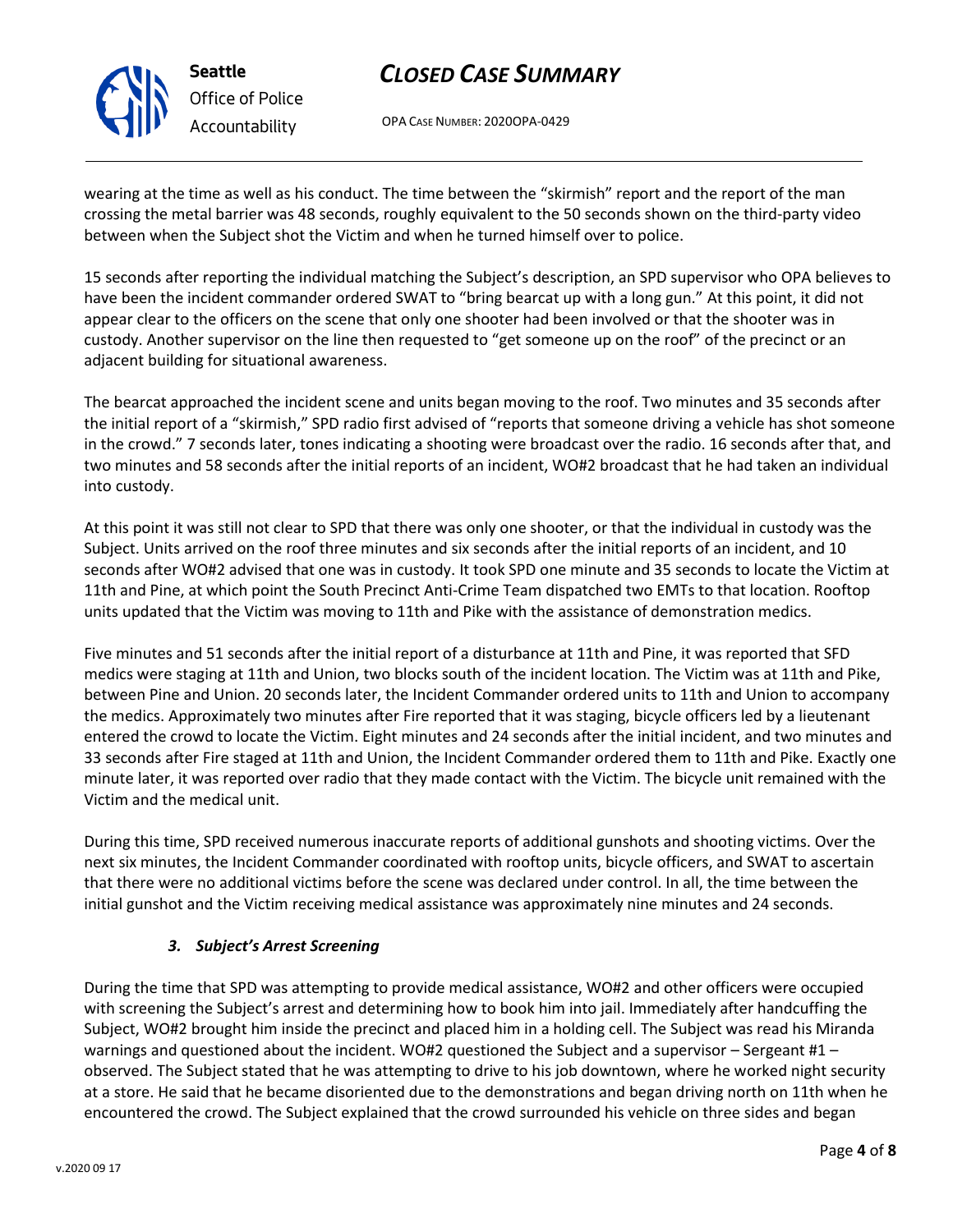wearing at the time as well as his conduct. The time between the "skirmish" report and the report of the man crossing the metal barrier was 48 seconds, roughly equivalent to the 50 seconds shown on the third-party video between when the Subject shot the Victim and when he turned himself over to police.

15 seconds after reporting the individual matching the Subject's description, an SPD supervisor who OPA believes to have been the incident commander ordered SWAT to "bring bearcat up with a long gun." At this point, it did not appear clear to the officers on the scene that only one shooter had been involved or that the shooter was in custody. Another supervisor on the line then requested to "get someone up on the roof" of the precinct or an adjacent building for situational awareness.

The bearcat approached the incident scene and units began moving to the roof. Two minutes and 35 seconds after the initial report of a "skirmish," SPD radio first advised of "reports that someone driving a vehicle has shot someone in the crowd." 7 seconds later, tones indicating a shooting were broadcast over the radio. 16 seconds after that, and two minutes and 58 seconds after the initial reports of an incident, WO#2 broadcast that he had taken an individual into custody.

At this point it was still not clear to SPD that there was only one shooter, or that the individual in custody was the Subject. Units arrived on the roof three minutes and six seconds after the initial reports of an incident, and 10 seconds after WO#2 advised that one was in custody. It took SPD one minute and 35 seconds to locate the Victim at 11th and Pine, at which point the South Precinct Anti-Crime Team dispatched two EMTs to that location. Rooftop units updated that the Victim was moving to 11th and Pike with the assistance of demonstration medics.

Five minutes and 51 seconds after the initial report of a disturbance at 11th and Pine, it was reported that SFD medics were staging at 11th and Union, two blocks south of the incident location. The Victim was at 11th and Pike, between Pine and Union. 20 seconds later, the Incident Commander ordered units to 11th and Union to accompany the medics. Approximately two minutes after Fire reported that it was staging, bicycle officers led by a lieutenant entered the crowd to locate the Victim. Eight minutes and 24 seconds after the initial incident, and two minutes and 33 seconds after Fire staged at 11th and Union, the Incident Commander ordered them to 11th and Pike. Exactly one minute later, it was reported over radio that they made contact with the Victim. The bicycle unit remained with the Victim and the medical unit.

During this time, SPD received numerous inaccurate reports of additional gunshots and shooting victims. Over the next six minutes, the Incident Commander coordinated with rooftop units, bicycle officers, and SWAT to ascertain that there were no additional victims before the scene was declared under control. In all, the time between the initial gunshot and the Victim receiving medical assistance was approximately nine minutes and 24 seconds.

### *3. Subject's Arrest Screening*

During the time that SPD was attempting to provide medical assistance, WO#2 and other officers were occupied with screening the Subject's arrest and determining how to book him into jail. Immediately after handcuffing the Subject, WO#2 brought him inside the precinct and placed him in a holding cell. The Subject was read his Miranda warnings and questioned about the incident. WO#2 questioned the Subject and a supervisor – Sergeant #1 – observed. The Subject stated that he was attempting to drive to his job downtown, where he worked night security at a store. He said that he became disoriented due to the demonstrations and began driving north on 11th when he encountered the crowd. The Subject explained that the crowd surrounded his vehicle on three sides and began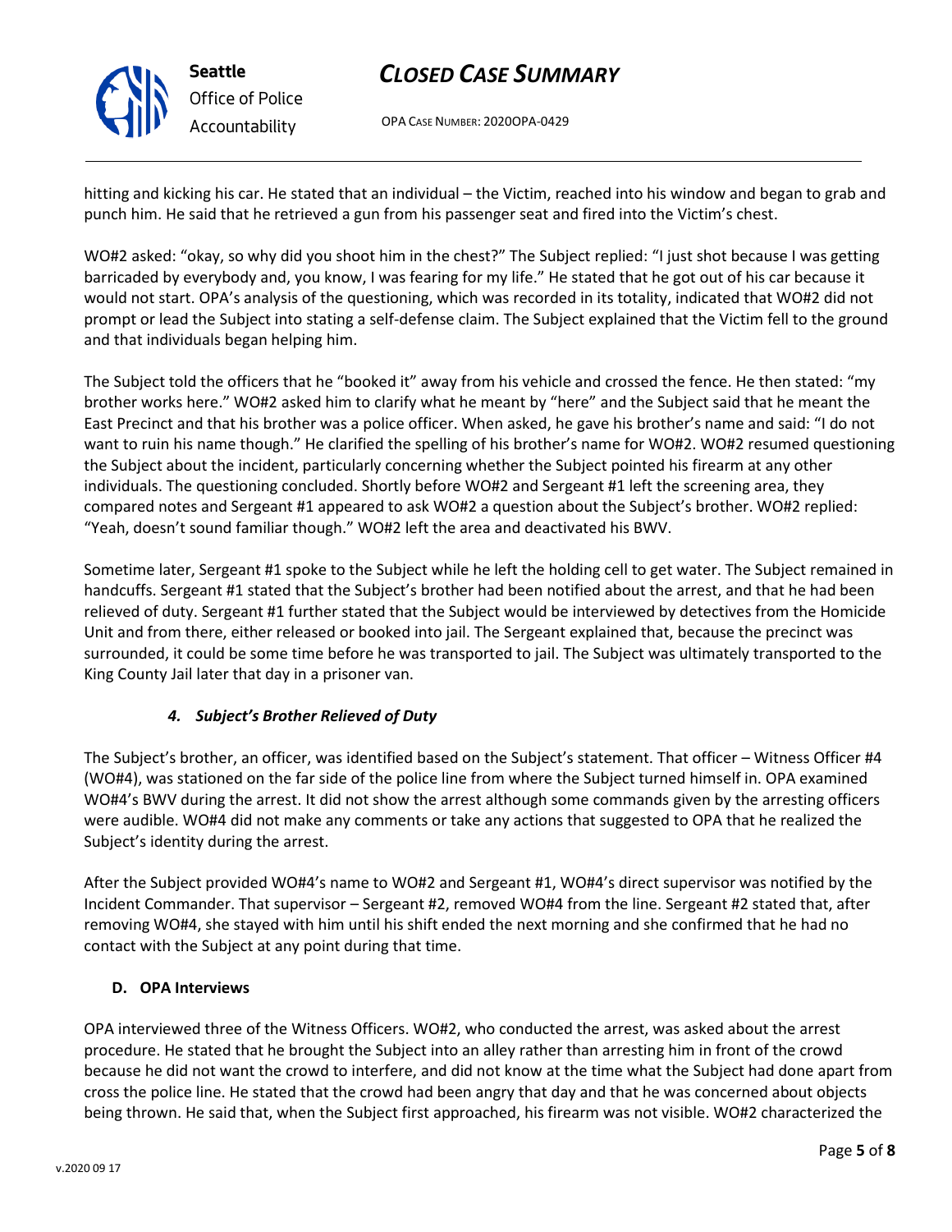hitting and kicking his car. He stated that an individual – the Victim, reached into his window and began to grab and punch him. He said that he retrieved a gun from his passenger seat and fired into the Victim's chest.

WO#2 asked: "okay, so why did you shoot him in the chest?" The Subject replied: "I just shot because I was getting barricaded by everybody and, you know, I was fearing for my life." He stated that he got out of his car because it would not start. OPA's analysis of the questioning, which was recorded in its totality, indicated that WO#2 did not prompt or lead the Subject into stating a self-defense claim. The Subject explained that the Victim fell to the ground and that individuals began helping him.

The Subject told the officers that he "booked it" away from his vehicle and crossed the fence. He then stated: "my brother works here." WO#2 asked him to clarify what he meant by "here" and the Subject said that he meant the East Precinct and that his brother was a police officer. When asked, he gave his brother's name and said: "I do not want to ruin his name though." He clarified the spelling of his brother's name for WO#2. WO#2 resumed questioning the Subject about the incident, particularly concerning whether the Subject pointed his firearm at any other individuals. The questioning concluded. Shortly before WO#2 and Sergeant #1 left the screening area, they compared notes and Sergeant #1 appeared to ask WO#2 a question about the Subject's brother. WO#2 replied: "Yeah, doesn't sound familiar though." WO#2 left the area and deactivated his BWV.

Sometime later, Sergeant #1 spoke to the Subject while he left the holding cell to get water. The Subject remained in handcuffs. Sergeant #1 stated that the Subject's brother had been notified about the arrest, and that he had been relieved of duty. Sergeant #1 further stated that the Subject would be interviewed by detectives from the Homicide Unit and from there, either released or booked into jail. The Sergeant explained that, because the precinct was surrounded, it could be some time before he was transported to jail. The Subject was ultimately transported to the King County Jail later that day in a prisoner van.

### *4. Subject's Brother Relieved of Duty*

The Subject's brother, an officer, was identified based on the Subject's statement. That officer – Witness Officer #4 (WO#4), was stationed on the far side of the police line from where the Subject turned himself in. OPA examined WO#4's BWV during the arrest. It did not show the arrest although some commands given by the arresting officers were audible. WO#4 did not make any comments or take any actions that suggested to OPA that he realized the Subject's identity during the arrest.

After the Subject provided WO#4's name to WO#2 and Sergeant #1, WO#4's direct supervisor was notified by the Incident Commander. That supervisor – Sergeant #2, removed WO#4 from the line. Sergeant #2 stated that, after removing WO#4, she stayed with him until his shift ended the next morning and she confirmed that he had no contact with the Subject at any point during that time.

## D. OPA Interviews

OPA interviewed three of the Witness Officers. WO#2, who conducted the arrest, was asked about the arrest procedure. He stated that he brought the Subject into an alley rather than arresting him in front of the crowd because he did not want the crowd to interfere, and did not know at the time what the Subject had done apart from cross the police line. He stated that the crowd had been angry that day and that he was concerned about objects being thrown. He said that, when the Subject first approached, his firearm was not visible. WO#2 characterized the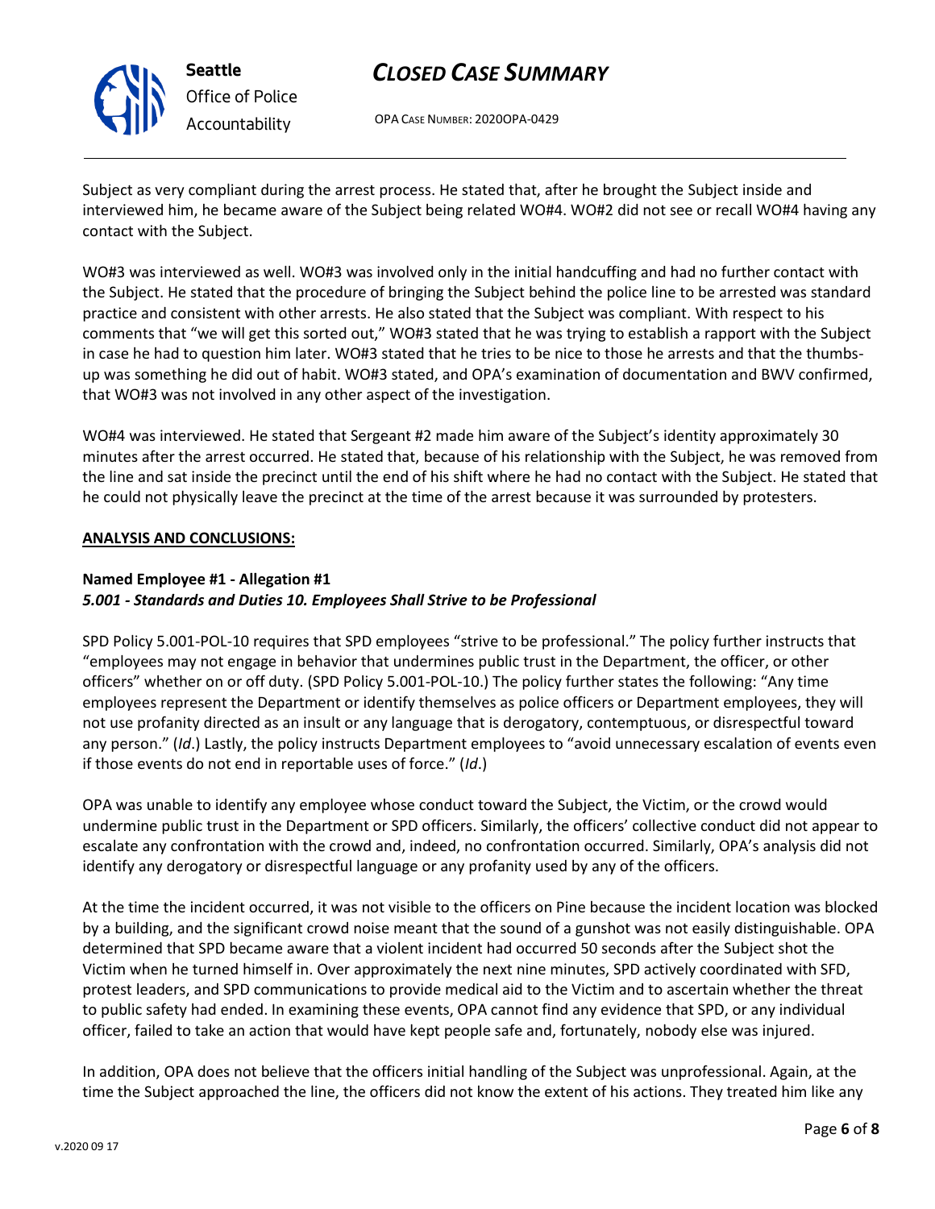Subject as very compliant during the arrest process. He stated that, after he brought the Subject inside and interviewed him, he became aware of the Subject being related WO#4. WO#2 did not see or recall WO#4 having any contact with the Subject.

WO#3 was interviewed as well. WO#3 was involved only in the initial handcuffing and had no further contact with the Subject. He stated that the procedure of bringing the Subject behind the police line to be arrested was standard practice and consistent with other arrests. He also stated that the Subject was compliant. With respect to his comments that "we will get this sorted out," WO#3 stated that he was trying to establish a rapport with the Subject in case he had to question him later. WO#3 stated that he tries to be nice to those he arrests and that the thumbs-up was something he did out of habit. WO#3 stated, and OPA's examination of documentation and BWV confirmed, that WO#3 was not involved in any other aspect of the investigation.

WO#4 was interviewed. He stated that Sergeant #2 made him aware of the Subject's identity approximately 30 minutes after the arrest occurred. He stated that, because of his relationship with the Subject, he was removed from the line and sat inside the precinct until the end of his shift where he had no contact with the Subject. He stated that he could not physically leave the precinct at the time of the arrest because it was surrounded by protesters.

**ANALYSIS AND CONCLUSIONS:**

**Named Employee #1 - Allegation #1**
***5.001 - Standards and Duties 10. Employees Shall Strive to be Professional***

SPD Policy 5.001-POL-10 requires that SPD employees "strive to be professional." The policy further instructs that "employees may not engage in behavior that undermines public trust in the Department, the officer, or other officers" whether on or off duty. (SPD Policy 5.001-POL-10.) The policy further states the following: "Any time employees represent the Department or identify themselves as police officers or Department employees, they will not use profanity directed as an insult or any language that is derogatory, contemptuous, or disrespectful toward any person." (*Id*.) Lastly, the policy instructs Department employees to "avoid unnecessary escalation of events even if those events do not end in reportable uses of force." (*Id*.)

OPA was unable to identify any employee whose conduct toward the Subject, the Victim, or the crowd would undermine public trust in the Department or SPD officers. Similarly, the officers' collective conduct did not appear to escalate any confrontation with the crowd and, indeed, no confrontation occurred. Similarly, OPA's analysis did not identify any derogatory or disrespectful language or any profanity used by any of the officers.

At the time the incident occurred, it was not visible to the officers on Pine because the incident location was blocked by a building, and the significant crowd noise meant that the sound of a gunshot was not easily distinguishable. OPA determined that SPD became aware that a violent incident had occurred 50 seconds after the Subject shot the Victim when he turned himself in. Over approximately the next nine minutes, SPD actively coordinated with SFD, protest leaders, and SPD communications to provide medical aid to the Victim and to ascertain whether the threat to public safety had ended. In examining these events, OPA cannot find any evidence that SPD, or any individual officer, failed to take an action that would have kept people safe and, fortunately, nobody else was injured.

In addition, OPA does not believe that the officers initial handling of the Subject was unprofessional. Again, at the time the Subject approached the line, the officers did not know the extent of his actions. They treated him like any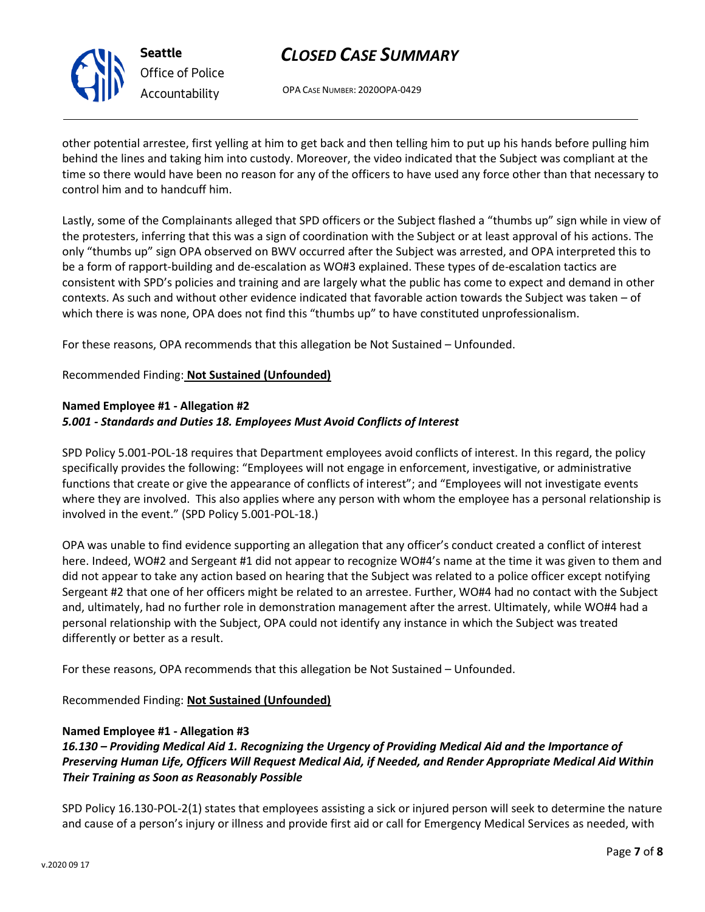other potential arrestee, first yelling at him to get back and then telling him to put up his hands before pulling him behind the lines and taking him into custody. Moreover, the video indicated that the Subject was compliant at the time so there would have been no reason for any of the officers to have used any force other than that necessary to control him and to handcuff him.

Lastly, some of the Complainants alleged that SPD officers or the Subject flashed a "thumbs up" sign while in view of the protesters, inferring that this was a sign of coordination with the Subject or at least approval of his actions. The only "thumbs up" sign OPA observed on BWV occurred after the Subject was arrested, and OPA interpreted this to be a form of rapport-building and de-escalation as WO#3 explained. These types of de-escalation tactics are consistent with SPD's policies and training and are largely what the public has come to expect and demand in other contexts. As such and without other evidence indicated that favorable action towards the Subject was taken – of which there is was none, OPA does not find this "thumbs up" to have constituted unprofessionalism.

For these reasons, OPA recommends that this allegation be Not Sustained – Unfounded.

Recommended Finding: **Not Sustained (Unfounded)**

**Named Employee #1 - Allegation #2**
***5.001 - Standards and Duties 18. Employees Must Avoid Conflicts of Interest***

SPD Policy 5.001-POL-18 requires that Department employees avoid conflicts of interest. In this regard, the policy specifically provides the following: "Employees will not engage in enforcement, investigative, or administrative functions that create or give the appearance of conflicts of interest"; and "Employees will not investigate events where they are involved. This also applies where any person with whom the employee has a personal relationship is involved in the event." (SPD Policy 5.001-POL-18.)

OPA was unable to find evidence supporting an allegation that any officer's conduct created a conflict of interest here. Indeed, WO#2 and Sergeant #1 did not appear to recognize WO#4's name at the time it was given to them and did not appear to take any action based on hearing that the Subject was related to a police officer except notifying Sergeant #2 that one of her officers might be related to an arrestee. Further, WO#4 had no contact with the Subject and, ultimately, had no further role in demonstration management after the arrest. Ultimately, while WO#4 had a personal relationship with the Subject, OPA could not identify any instance in which the Subject was treated differently or better as a result.

For these reasons, OPA recommends that this allegation be Not Sustained – Unfounded.

Recommended Finding: **Not Sustained (Unfounded)**

**Named Employee #1 - Allegation #3**
***16.130 – Providing Medical Aid 1. Recognizing the Urgency of Providing Medical Aid and the Importance of Preserving Human Life, Officers Will Request Medical Aid, if Needed, and Render Appropriate Medical Aid Within Their Training as Soon as Reasonably Possible***

SPD Policy 16.130-POL-2(1) states that employees assisting a sick or injured person will seek to determine the nature and cause of a person's injury or illness and provide first aid or call for Emergency Medical Services as needed, with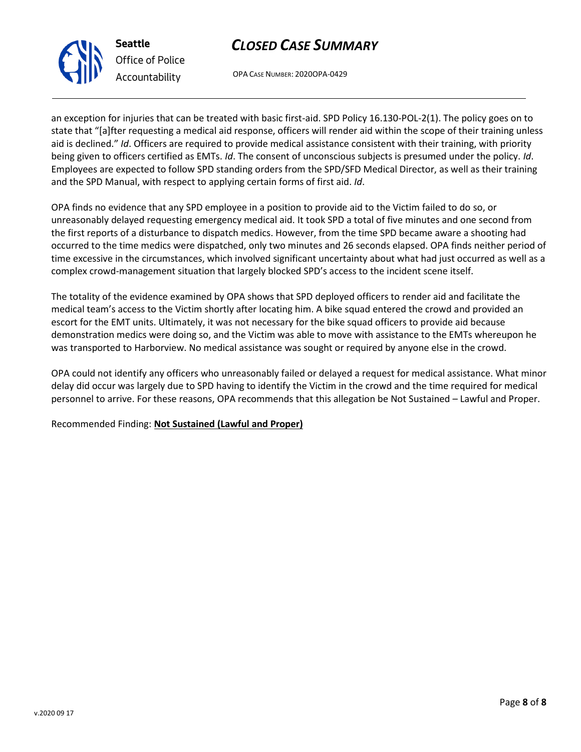an exception for injuries that can be treated with basic first-aid. SPD Policy 16.130-POL-2(1). The policy goes on to state that "[a]fter requesting a medical aid response, officers will render aid within the scope of their training unless aid is declined." *Id*. Officers are required to provide medical assistance consistent with their training, with priority being given to officers certified as EMTs. *Id*. The consent of unconscious subjects is presumed under the policy. *Id*. Employees are expected to follow SPD standing orders from the SPD/SFD Medical Director, as well as their training and the SPD Manual, with respect to applying certain forms of first aid. *Id*.

OPA finds no evidence that any SPD employee in a position to provide aid to the Victim failed to do so, or unreasonably delayed requesting emergency medical aid. It took SPD a total of five minutes and one second from the first reports of a disturbance to dispatch medics. However, from the time SPD became aware a shooting had occurred to the time medics were dispatched, only two minutes and 26 seconds elapsed. OPA finds neither period of time excessive in the circumstances, which involved significant uncertainty about what had just occurred as well as a complex crowd-management situation that largely blocked SPD's access to the incident scene itself.

The totality of the evidence examined by OPA shows that SPD deployed officers to render aid and facilitate the medical team's access to the Victim shortly after locating him. A bike squad entered the crowd and provided an escort for the EMT units. Ultimately, it was not necessary for the bike squad officers to provide aid because demonstration medics were doing so, and the Victim was able to move with assistance to the EMTs whereupon he was transported to Harborview. No medical assistance was sought or required by anyone else in the crowd.

OPA could not identify any officers who unreasonably failed or delayed a request for medical assistance. What minor delay did occur was largely due to SPD having to identify the Victim in the crowd and the time required for medical personnel to arrive. For these reasons, OPA recommends that this allegation be Not Sustained – Lawful and Proper.

Recommended Finding: **Not Sustained (Lawful and Proper)**